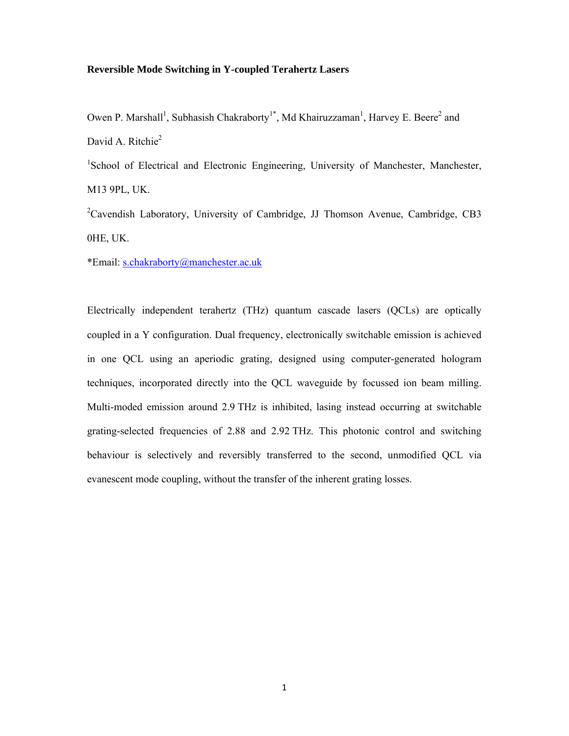# Reversible Mode Switching in Y-coupled Terahertz Lasers

Owen P. Marshall[1], Subhasish Chakraborty[1*], Md Khairuzzaman[1], Harvey E. Beere[2] and David A. Ritchie[2]

[1]School of Electrical and Electronic Engineering, University of Manchester, Manchester, M13 9PL, UK.

[2]Cavendish Laboratory, University of Cambridge, JJ Thomson Avenue, Cambridge, CB3 0HE, UK.

*Email: s.chakraborty@manchester.ac.uk

Electrically independent terahertz (THz) quantum cascade lasers (QCLs) are optically coupled in a Y configuration. Dual frequency, electronically switchable emission is achieved in one QCL using an aperiodic grating, designed using computer-generated hologram techniques, incorporated directly into the QCL waveguide by focussed ion beam milling. Multi-moded emission around 2.9 THz is inhibited, lasing instead occurring at switchable grating-selected frequencies of 2.88 and 2.92 THz. This photonic control and switching behaviour is selectively and reversibly transferred to the second, unmodified QCL via evanescent mode coupling, without the transfer of the inherent grating losses.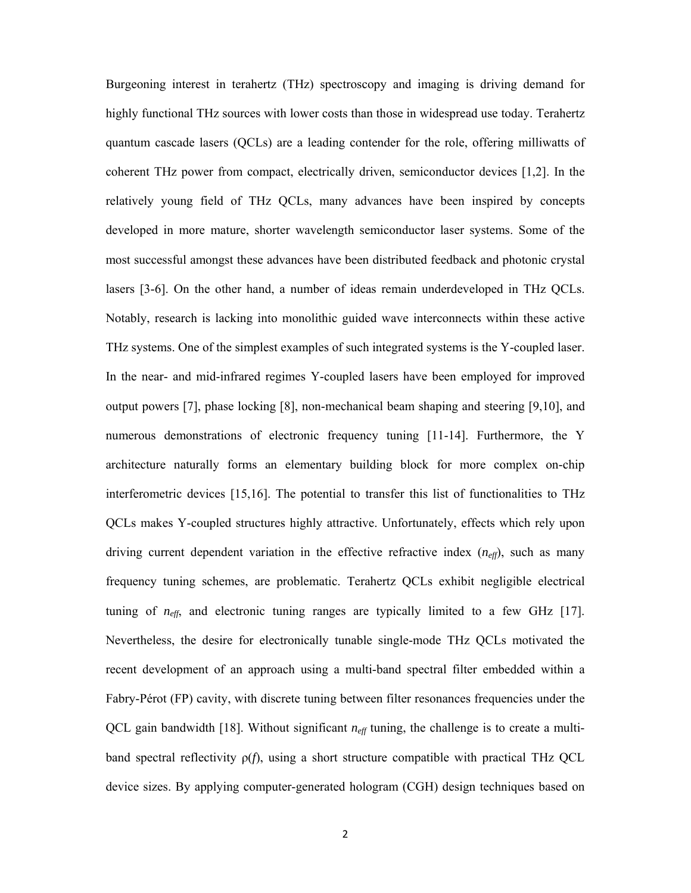Burgeoning interest in terahertz (THz) spectroscopy and imaging is driving demand for highly functional THz sources with lower costs than those in widespread use today. Terahertz quantum cascade lasers (QCLs) are a leading contender for the role, offering milliwatts of coherent THz power from compact, electrically driven, semiconductor devices [1,2]. In the relatively young field of THz QCLs, many advances have been inspired by concepts developed in more mature, shorter wavelength semiconductor laser systems. Some of the most successful amongst these advances have been distributed feedback and photonic crystal lasers [3-6]. On the other hand, a number of ideas remain underdeveloped in THz QCLs. Notably, research is lacking into monolithic guided wave interconnects within these active THz systems. One of the simplest examples of such integrated systems is the Y-coupled laser. In the near- and mid-infrared regimes Y-coupled lasers have been employed for improved output powers [7], phase locking [8], non-mechanical beam shaping and steering [9,10], and numerous demonstrations of electronic frequency tuning [11-14]. Furthermore, the Y architecture naturally forms an elementary building block for more complex on-chip interferometric devices [15,16]. The potential to transfer this list of functionalities to THz QCLs makes Y-coupled structures highly attractive. Unfortunately, effects which rely upon driving current dependent variation in the effective refractive index ($n_{eff}$), such as many frequency tuning schemes, are problematic. Terahertz QCLs exhibit negligible electrical tuning of $n_{eff}$, and electronic tuning ranges are typically limited to a few GHz [17]. Nevertheless, the desire for electronically tunable single-mode THz QCLs motivated the recent development of an approach using a multi-band spectral filter embedded within a Fabry-Pérot (FP) cavity, with discrete tuning between filter resonances frequencies under the QCL gain bandwidth [18]. Without significant $n_{eff}$ tuning, the challenge is to create a multi-band spectral reflectivity $\rho(f)$, using a short structure compatible with practical THz QCL device sizes. By applying computer-generated hologram (CGH) design techniques based on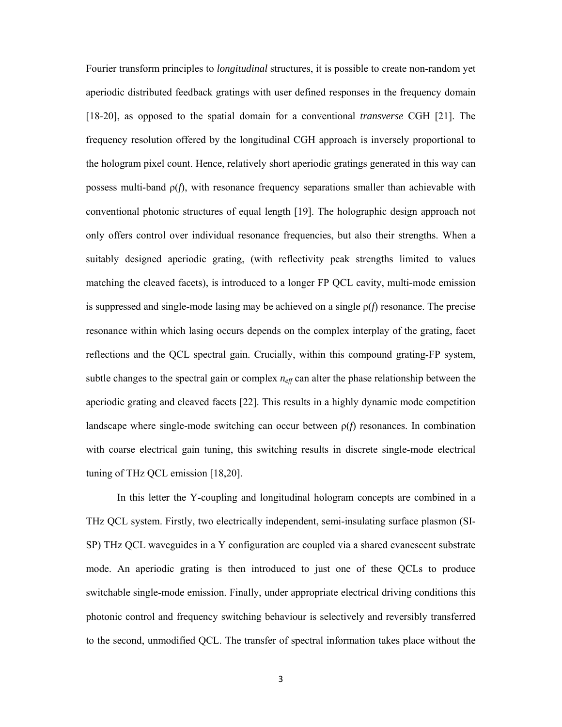Fourier transform principles to *longitudinal* structures, it is possible to create non-random yet aperiodic distributed feedback gratings with user defined responses in the frequency domain [18-20], as opposed to the spatial domain for a conventional *transverse* CGH [21]. The frequency resolution offered by the longitudinal CGH approach is inversely proportional to the hologram pixel count. Hence, relatively short aperiodic gratings generated in this way can possess multi-band $\rho(f)$, with resonance frequency separations smaller than achievable with conventional photonic structures of equal length [19]. The holographic design approach not only offers control over individual resonance frequencies, but also their strengths. When a suitably designed aperiodic grating, (with reflectivity peak strengths limited to values matching the cleaved facets), is introduced to a longer FP QCL cavity, multi-mode emission is suppressed and single-mode lasing may be achieved on a single $\rho(f)$ resonance. The precise resonance within which lasing occurs depends on the complex interplay of the grating, facet reflections and the QCL spectral gain. Crucially, within this compound grating-FP system, subtle changes to the spectral gain or complex $n_{eff}$ can alter the phase relationship between the aperiodic grating and cleaved facets [22]. This results in a highly dynamic mode competition landscape where single-mode switching can occur between $\rho(f)$ resonances. In combination with coarse electrical gain tuning, this switching results in discrete single-mode electrical tuning of THz QCL emission [18,20].

In this letter the Y-coupling and longitudinal hologram concepts are combined in a THz QCL system. Firstly, two electrically independent, semi-insulating surface plasmon (SI-SP) THz QCL waveguides in a Y configuration are coupled via a shared evanescent substrate mode. An aperiodic grating is then introduced to just one of these QCLs to produce switchable single-mode emission. Finally, under appropriate electrical driving conditions this photonic control and frequency switching behaviour is selectively and reversibly transferred to the second, unmodified QCL. The transfer of spectral information takes place without the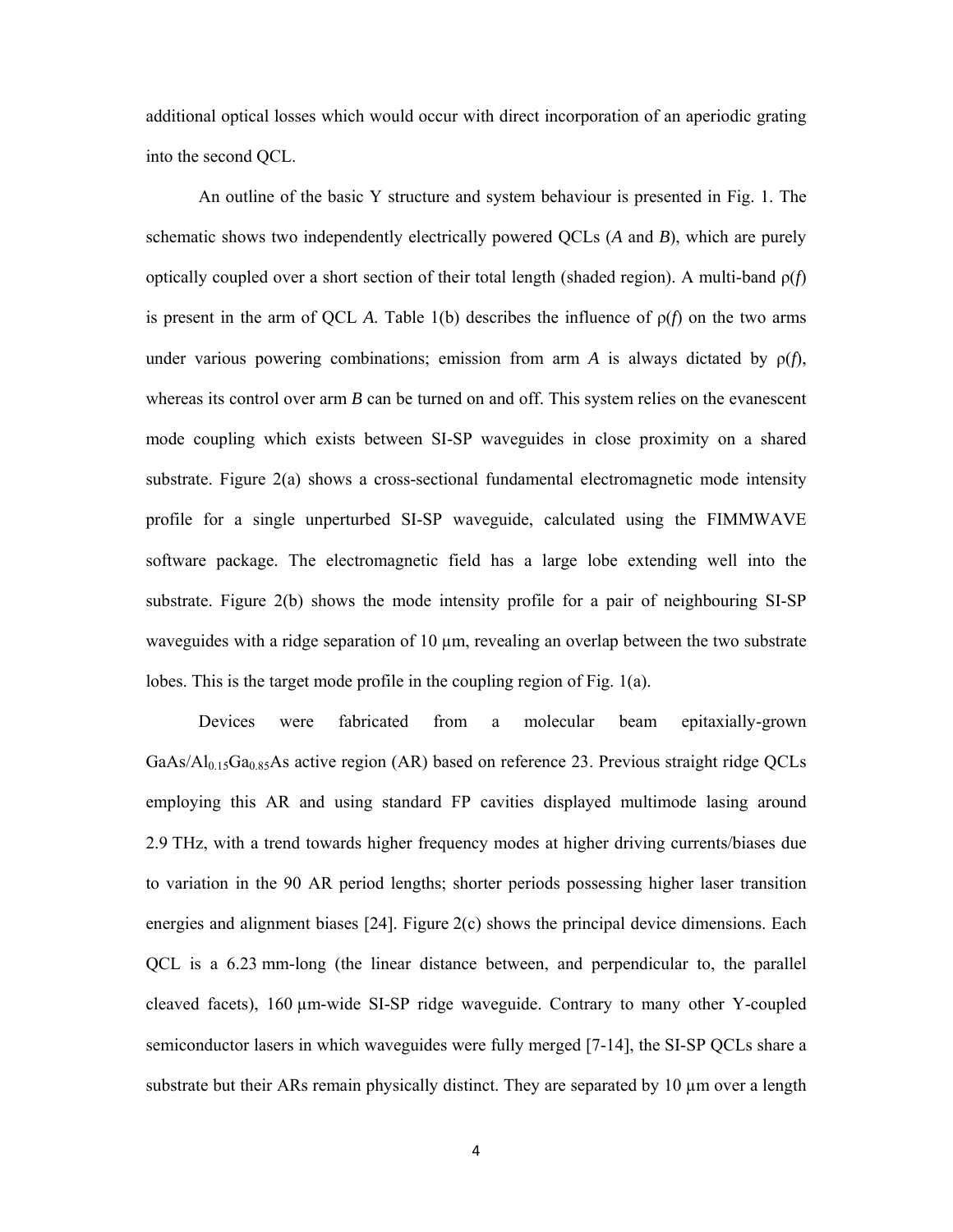additional optical losses which would occur with direct incorporation of an aperiodic grating into the second QCL.

An outline of the basic Y structure and system behaviour is presented in Fig. 1. The schematic shows two independently electrically powered QCLs (*A* and *B*), which are purely optically coupled over a short section of their total length (shaded region). A multi-band $\rho(f)$ is present in the arm of QCL *A*. Table 1(b) describes the influence of $\rho(f)$ on the two arms under various powering combinations; emission from arm *A* is always dictated by $\rho(f)$, whereas its control over arm *B* can be turned on and off. This system relies on the evanescent mode coupling which exists between SI-SP waveguides in close proximity on a shared substrate. Figure 2(a) shows a cross-sectional fundamental electromagnetic mode intensity profile for a single unperturbed SI-SP waveguide, calculated using the FIMMWAVE software package. The electromagnetic field has a large lobe extending well into the substrate. Figure 2(b) shows the mode intensity profile for a pair of neighbouring SI-SP waveguides with a ridge separation of 10 μm, revealing an overlap between the two substrate lobes. This is the target mode profile in the coupling region of Fig. 1(a).

Devices were fabricated from a molecular beam epitaxially-grown $GaAs/Al_{0.15}Ga_{0.85}As$ active region (AR) based on reference 23. Previous straight ridge QCLs employing this AR and using standard FP cavities displayed multimode lasing around 2.9 THz, with a trend towards higher frequency modes at higher driving currents/biases due to variation in the 90 AR period lengths; shorter periods possessing higher laser transition energies and alignment biases [24]. Figure 2(c) shows the principal device dimensions. Each QCL is a 6.23 mm-long (the linear distance between, and perpendicular to, the parallel cleaved facets), 160 μm-wide SI-SP ridge waveguide. Contrary to many other Y-coupled semiconductor lasers in which waveguides were fully merged [7-14], the SI-SP QCLs share a substrate but their ARs remain physically distinct. They are separated by 10 μm over a length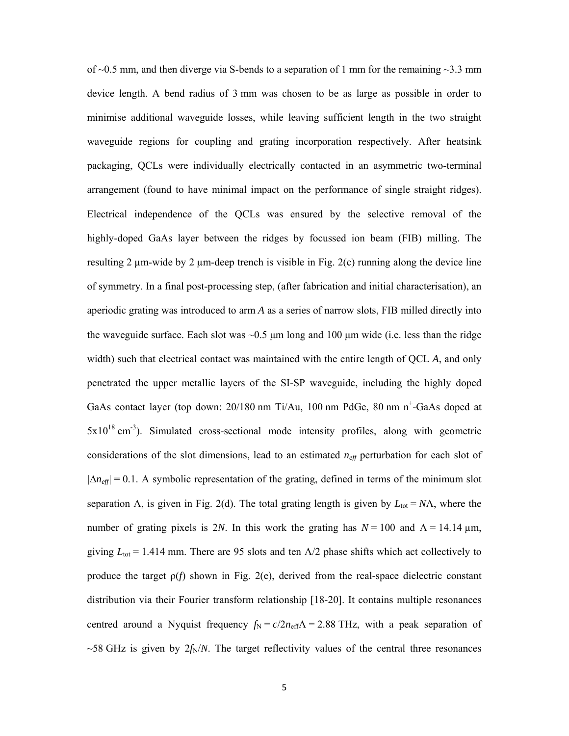of ~0.5 mm, and then diverge via S-bends to a separation of 1 mm for the remaining ~3.3 mm device length. A bend radius of 3 mm was chosen to be as large as possible in order to minimise additional waveguide losses, while leaving sufficient length in the two straight waveguide regions for coupling and grating incorporation respectively. After heatsink packaging, QCLs were individually electrically contacted in an asymmetric two-terminal arrangement (found to have minimal impact on the performance of single straight ridges). Electrical independence of the QCLs was ensured by the selective removal of the highly-doped GaAs layer between the ridges by focussed ion beam (FIB) milling. The resulting 2 µm-wide by 2 µm-deep trench is visible in Fig. 2(c) running along the device line of symmetry. In a final post-processing step, (after fabrication and initial characterisation), an aperiodic grating was introduced to arm *A* as a series of narrow slots, FIB milled directly into the waveguide surface. Each slot was ~0.5 µm long and 100 µm wide (i.e. less than the ridge width) such that electrical contact was maintained with the entire length of QCL *A*, and only penetrated the upper metallic layers of the SI-SP waveguide, including the highly doped GaAs contact layer (top down: 20/180 nm Ti/Au, 100 nm PdGe, 80 nm $n^+$-GaAs doped at $5\text{x}10^{18}$ $\text{cm}^{-3}$). Simulated cross-sectional mode intensity profiles, along with geometric considerations of the slot dimensions, lead to an estimated $n_{eff}$ perturbation for each slot of $|\Delta n_{eff}| = 0.1$. A symbolic representation of the grating, defined in terms of the minimum slot separation $\Lambda$, is given in Fig. 2(d). The total grating length is given by $L_{\text{tot}} = N\Lambda$, where the number of grating pixels is $2N$. In this work the grating has $N = 100$ and $\Lambda = 14.14$ µm, giving $L_{\text{tot}} = 1.414$ mm. There are 95 slots and ten $\Lambda/2$ phase shifts which act collectively to produce the target $\rho(f)$ shown in Fig. 2(e), derived from the real-space dielectric constant distribution via their Fourier transform relationship [18-20]. It contains multiple resonances centred around a Nyquist frequency $f_{\text{N}} = c/2n_{\text{eff}}\Lambda = 2.88$ THz, with a peak separation of ~58 GHz is given by $2f_{\text{N}}/N$. The target reflectivity values of the central three resonances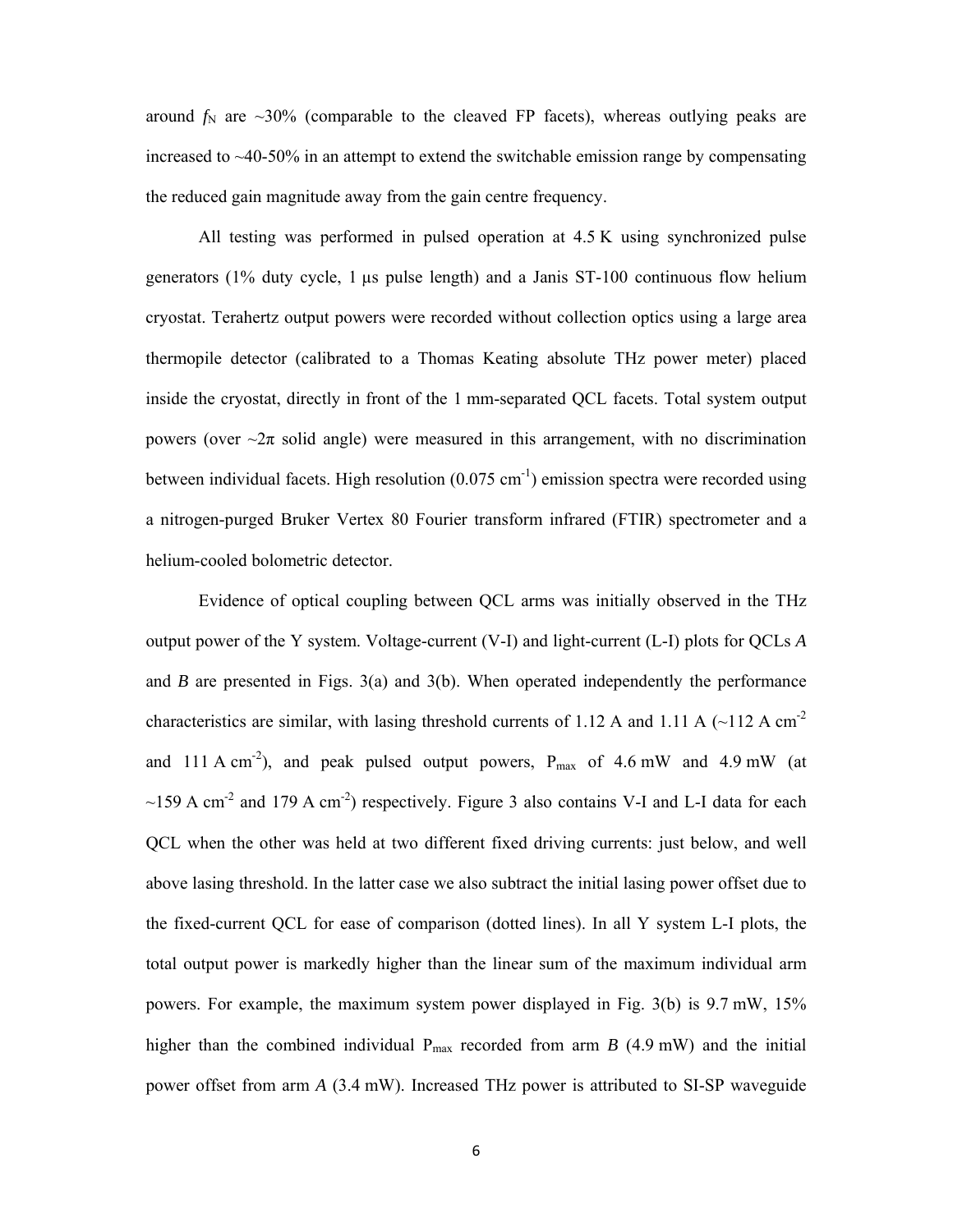around $f_N$ are ~30% (comparable to the cleaved FP facets), whereas outlying peaks are increased to ~40-50% in an attempt to extend the switchable emission range by compensating the reduced gain magnitude away from the gain centre frequency.

All testing was performed in pulsed operation at 4.5 K using synchronized pulse generators (1% duty cycle, 1 μs pulse length) and a Janis ST-100 continuous flow helium cryostat. Terahertz output powers were recorded without collection optics using a large area thermopile detector (calibrated to a Thomas Keating absolute THz power meter) placed inside the cryostat, directly in front of the 1 mm-separated QCL facets. Total system output powers (over ~2π solid angle) were measured in this arrangement, with no discrimination between individual facets. High resolution (0.075 $cm^{-1}$) emission spectra were recorded using a nitrogen-purged Bruker Vertex 80 Fourier transform infrared (FTIR) spectrometer and a helium-cooled bolometric detector.

Evidence of optical coupling between QCL arms was initially observed in the THz output power of the Y system. Voltage-current (V-I) and light-current (L-I) plots for QCLs *A* and *B* are presented in Figs. 3(a) and 3(b). When operated independently the performance characteristics are similar, with lasing threshold currents of 1.12 A and 1.11 A (~112 A $cm^{-2}$ and 111 A $cm^{-2}$), and peak pulsed output powers, $P_{max}$ of 4.6 mW and 4.9 mW (at ~159 A $cm^{-2}$ and 179 A $cm^{-2}$) respectively. Figure 3 also contains V-I and L-I data for each QCL when the other was held at two different fixed driving currents: just below, and well above lasing threshold. In the latter case we also subtract the initial lasing power offset due to the fixed-current QCL for ease of comparison (dotted lines). In all Y system L-I plots, the total output power is markedly higher than the linear sum of the maximum individual arm powers. For example, the maximum system power displayed in Fig. 3(b) is 9.7 mW, 15% higher than the combined individual $P_{max}$ recorded from arm *B* (4.9 mW) and the initial power offset from arm *A* (3.4 mW). Increased THz power is attributed to SI-SP waveguide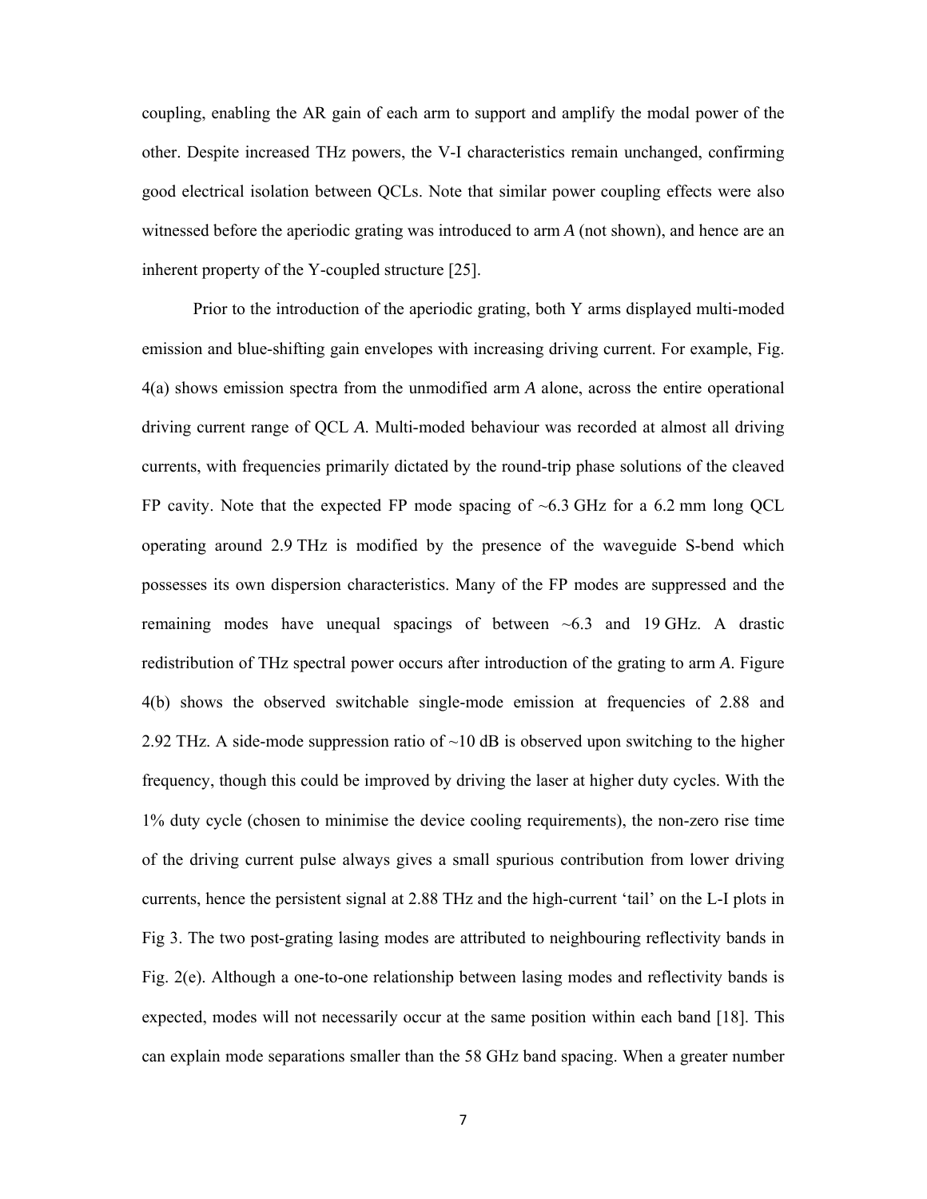coupling, enabling the AR gain of each arm to support and amplify the modal power of the other. Despite increased THz powers, the V-I characteristics remain unchanged, confirming good electrical isolation between QCLs. Note that similar power coupling effects were also witnessed before the aperiodic grating was introduced to arm *A* (not shown), and hence are an inherent property of the Y-coupled structure [25].

Prior to the introduction of the aperiodic grating, both Y arms displayed multi-moded emission and blue-shifting gain envelopes with increasing driving current. For example, Fig. 4(a) shows emission spectra from the unmodified arm *A* alone, across the entire operational driving current range of QCL *A*. Multi-moded behaviour was recorded at almost all driving currents, with frequencies primarily dictated by the round-trip phase solutions of the cleaved FP cavity. Note that the expected FP mode spacing of ~6.3 GHz for a 6.2 mm long QCL operating around 2.9 THz is modified by the presence of the waveguide S-bend which possesses its own dispersion characteristics. Many of the FP modes are suppressed and the remaining modes have unequal spacings of between ~6.3 and 19 GHz. A drastic redistribution of THz spectral power occurs after introduction of the grating to arm *A*. Figure 4(b) shows the observed switchable single-mode emission at frequencies of 2.88 and 2.92 THz. A side-mode suppression ratio of ~10 dB is observed upon switching to the higher frequency, though this could be improved by driving the laser at higher duty cycles. With the 1% duty cycle (chosen to minimise the device cooling requirements), the non-zero rise time of the driving current pulse always gives a small spurious contribution from lower driving currents, hence the persistent signal at 2.88 THz and the high-current 'tail' on the L-I plots in Fig 3. The two post-grating lasing modes are attributed to neighbouring reflectivity bands in Fig. 2(e). Although a one-to-one relationship between lasing modes and reflectivity bands is expected, modes will not necessarily occur at the same position within each band [18]. This can explain mode separations smaller than the 58 GHz band spacing. When a greater number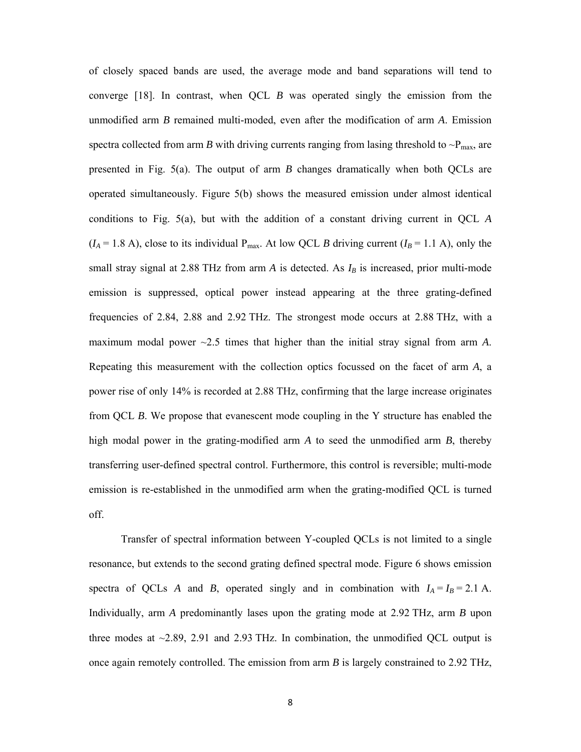of closely spaced bands are used, the average mode and band separations will tend to converge [18]. In contrast, when QCL *B* was operated singly the emission from the unmodified arm *B* remained multi-moded, even after the modification of arm *A*. Emission spectra collected from arm *B* with driving currents ranging from lasing threshold to ~$P_{max}$, are presented in Fig. 5(a). The output of arm *B* changes dramatically when both QCLs are operated simultaneously. Figure 5(b) shows the measured emission under almost identical conditions to Fig. 5(a), but with the addition of a constant driving current in QCL *A* ($I_A$ = 1.8 A), close to its individual $P_{max}$. At low QCL *B* driving current ($I_B$ = 1.1 A), only the small stray signal at 2.88 THz from arm *A* is detected. As $I_B$ is increased, prior multi-mode emission is suppressed, optical power instead appearing at the three grating-defined frequencies of 2.84, 2.88 and 2.92 THz. The strongest mode occurs at 2.88 THz, with a maximum modal power ~2.5 times that higher than the initial stray signal from arm *A*. Repeating this measurement with the collection optics focussed on the facet of arm *A*, a power rise of only 14% is recorded at 2.88 THz, confirming that the large increase originates from QCL *B*. We propose that evanescent mode coupling in the Y structure has enabled the high modal power in the grating-modified arm *A* to seed the unmodified arm *B*, thereby transferring user-defined spectral control. Furthermore, this control is reversible; multi-mode emission is re-established in the unmodified arm when the grating-modified QCL is turned off.

Transfer of spectral information between Y-coupled QCLs is not limited to a single resonance, but extends to the second grating defined spectral mode. Figure 6 shows emission spectra of QCLs *A* and *B*, operated singly and in combination with $I_A = I_B$ = 2.1 A. Individually, arm *A* predominantly lases upon the grating mode at 2.92 THz, arm *B* upon three modes at ~2.89, 2.91 and 2.93 THz. In combination, the unmodified QCL output is once again remotely controlled. The emission from arm *B* is largely constrained to 2.92 THz,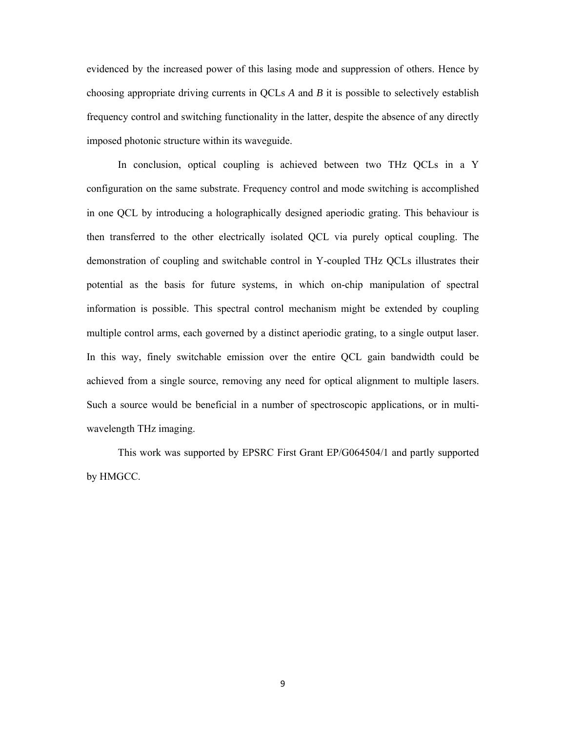evidenced by the increased power of this lasing mode and suppression of others. Hence by choosing appropriate driving currents in QCLs *A* and *B* it is possible to selectively establish frequency control and switching functionality in the latter, despite the absence of any directly imposed photonic structure within its waveguide.

In conclusion, optical coupling is achieved between two THz QCLs in a Y configuration on the same substrate. Frequency control and mode switching is accomplished in one QCL by introducing a holographically designed aperiodic grating. This behaviour is then transferred to the other electrically isolated QCL via purely optical coupling. The demonstration of coupling and switchable control in Y-coupled THz QCLs illustrates their potential as the basis for future systems, in which on-chip manipulation of spectral information is possible. This spectral control mechanism might be extended by coupling multiple control arms, each governed by a distinct aperiodic grating, to a single output laser. In this way, finely switchable emission over the entire QCL gain bandwidth could be achieved from a single source, removing any need for optical alignment to multiple lasers. Such a source would be beneficial in a number of spectroscopic applications, or in multi-wavelength THz imaging.

This work was supported by EPSRC First Grant EP/G064504/1 and partly supported by HMGCC.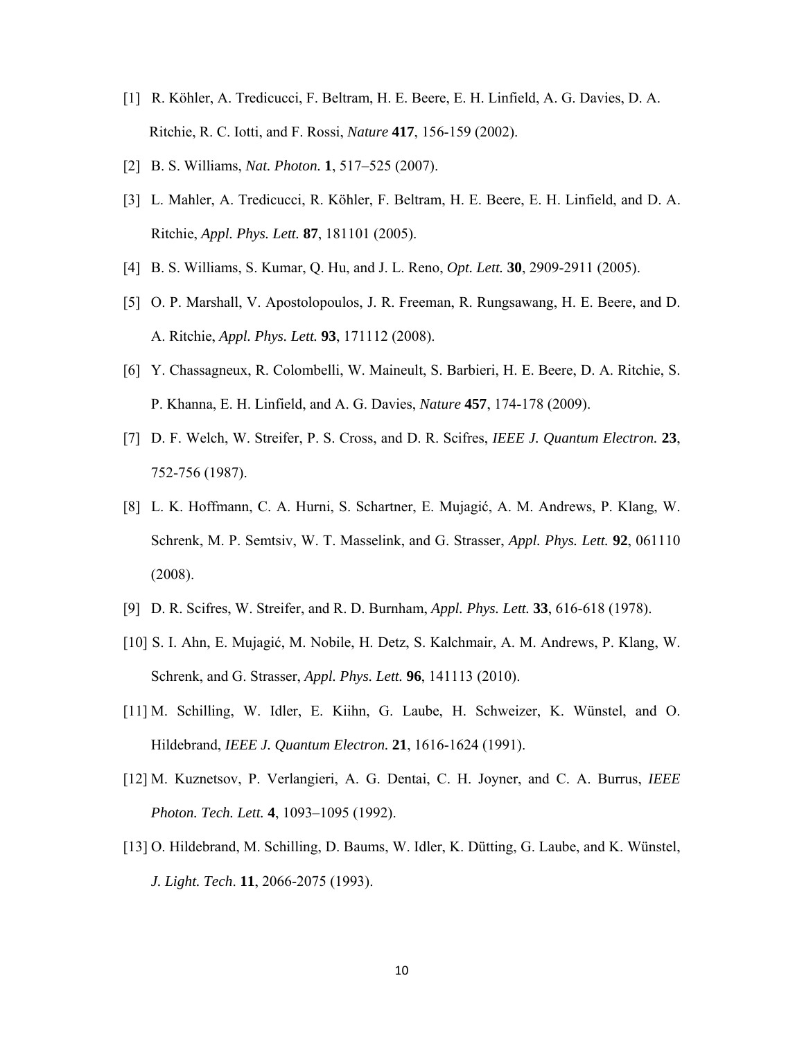[1] R. Köhler, A. Tredicucci, F. Beltram, H. E. Beere, E. H. Linfield, A. G. Davies, D. A. Ritchie, R. C. Iotti, and F. Rossi, *Nature* **417**, 156-159 (2002).

[2] B. S. Williams, *Nat. Photon.* **1**, 517–525 (2007).

[3] L. Mahler, A. Tredicucci, R. Köhler, F. Beltram, H. E. Beere, E. H. Linfield, and D. A. Ritchie, *Appl. Phys. Lett.* **87**, 181101 (2005).

[4] B. S. Williams, S. Kumar, Q. Hu, and J. L. Reno, *Opt. Lett.* **30**, 2909-2911 (2005).

[5] O. P. Marshall, V. Apostolopoulos, J. R. Freeman, R. Rungsawang, H. E. Beere, and D. A. Ritchie, *Appl. Phys. Lett.* **93**, 171112 (2008).

[6] Y. Chassagneux, R. Colombelli, W. Maineult, S. Barbieri, H. E. Beere, D. A. Ritchie, S. P. Khanna, E. H. Linfield, and A. G. Davies, *Nature* **457**, 174-178 (2009).

[7] D. F. Welch, W. Streifer, P. S. Cross, and D. R. Scifres, *IEEE J. Quantum Electron.* **23**, 752-756 (1987).

[8] L. K. Hoffmann, C. A. Hurni, S. Schartner, E. Mujagić, A. M. Andrews, P. Klang, W. Schrenk, M. P. Semtsiv, W. T. Masselink, and G. Strasser, *Appl. Phys. Lett.* **92**, 061110 (2008).

[9] D. R. Scifres, W. Streifer, and R. D. Burnham, *Appl. Phys. Lett.* **33**, 616-618 (1978).

[10] S. I. Ahn, E. Mujagić, M. Nobile, H. Detz, S. Kalchmair, A. M. Andrews, P. Klang, W. Schrenk, and G. Strasser, *Appl. Phys. Lett.* **96**, 141113 (2010).

[11] M. Schilling, W. Idler, E. Kiihn, G. Laube, H. Schweizer, K. Wünstel, and O. Hildebrand, *IEEE J. Quantum Electron.* **21**, 1616-1624 (1991).

[12] M. Kuznetsov, P. Verlangieri, A. G. Dentai, C. H. Joyner, and C. A. Burrus, *IEEE Photon. Tech. Lett.* **4**, 1093–1095 (1992).

[13] O. Hildebrand, M. Schilling, D. Baums, W. Idler, K. Dütting, G. Laube, and K. Wünstel, *J. Light. Tech*. **11**, 2066-2075 (1993).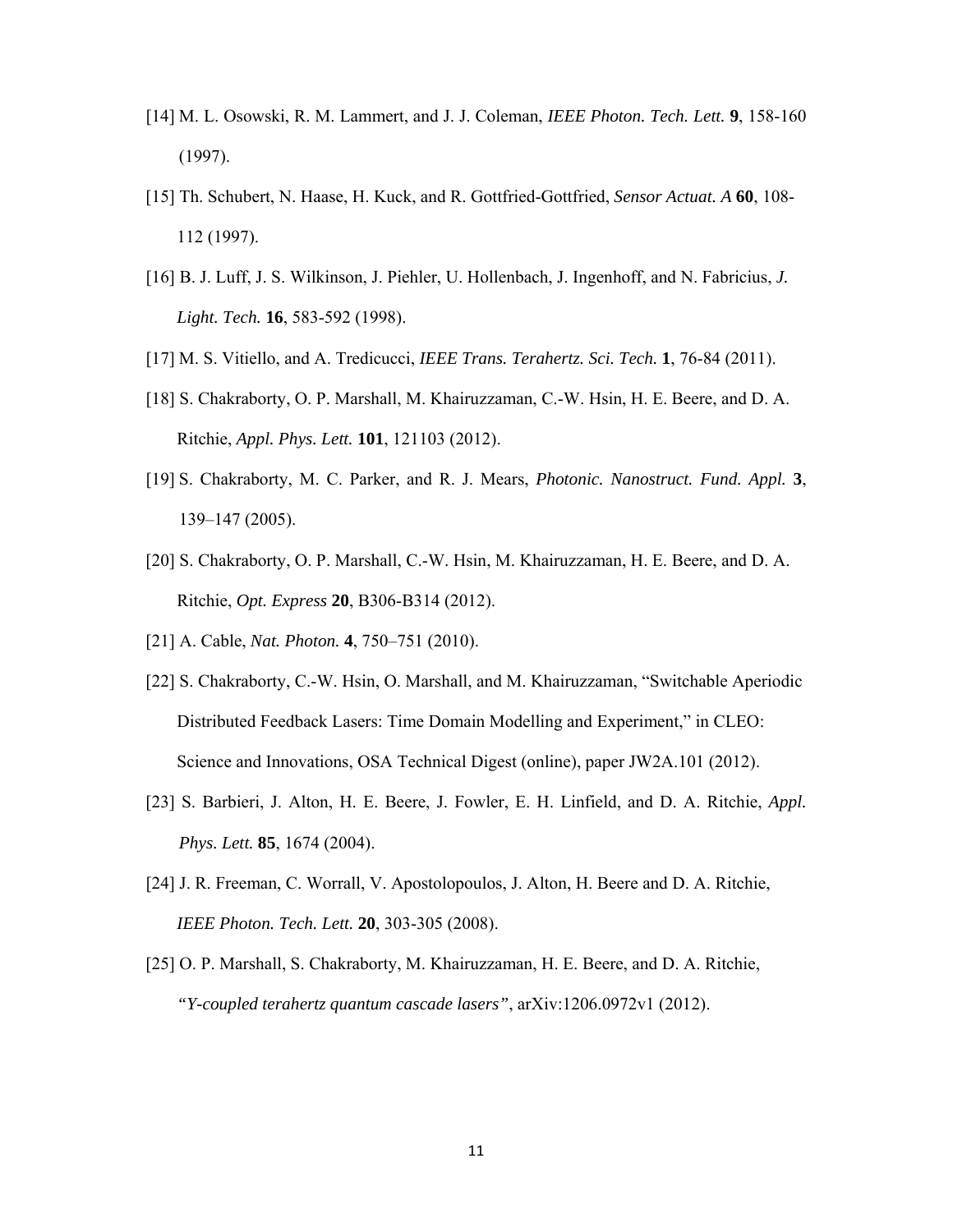[14] M. L. Osowski, R. M. Lammert, and J. J. Coleman, *IEEE Photon. Tech. Lett.* **9**, 158-160 (1997).

[15] Th. Schubert, N. Haase, H. Kuck, and R. Gottfried-Gottfried, *Sensor Actuat. A* **60**, 108-112 (1997).

[16] B. J. Luff, J. S. Wilkinson, J. Piehler, U. Hollenbach, J. Ingenhoff, and N. Fabricius, *J. Light. Tech.* **16**, 583-592 (1998).

[17] M. S. Vitiello, and A. Tredicucci, *IEEE Trans. Terahertz. Sci. Tech.* **1**, 76-84 (2011).

[18] S. Chakraborty, O. P. Marshall, M. Khairuzzaman, C.-W. Hsin, H. E. Beere, and D. A. Ritchie, *Appl. Phys. Lett.* **101**, 121103 (2012).

[19] S. Chakraborty, M. C. Parker, and R. J. Mears, *Photonic. Nanostruct. Fund. Appl.* **3**, 139–147 (2005).

[20] S. Chakraborty, O. P. Marshall, C.-W. Hsin, M. Khairuzzaman, H. E. Beere, and D. A. Ritchie, *Opt. Express* **20**, B306-B314 (2012).

[21] A. Cable, *Nat. Photon.* **4**, 750–751 (2010).

[22] S. Chakraborty, C.-W. Hsin, O. Marshall, and M. Khairuzzaman, "Switchable Aperiodic Distributed Feedback Lasers: Time Domain Modelling and Experiment," in CLEO: Science and Innovations, OSA Technical Digest (online), paper JW2A.101 (2012).

[23] S. Barbieri, J. Alton, H. E. Beere, J. Fowler, E. H. Linfield, and D. A. Ritchie, *Appl. Phys. Lett.* **85**, 1674 (2004).

[24] J. R. Freeman, C. Worrall, V. Apostolopoulos, J. Alton, H. Beere and D. A. Ritchie, *IEEE Photon. Tech. Lett.* **20**, 303-305 (2008).

[25] O. P. Marshall, S. Chakraborty, M. Khairuzzaman, H. E. Beere, and D. A. Ritchie, *"Y-coupled terahertz quantum cascade lasers"*, arXiv:1206.0972v1 (2012).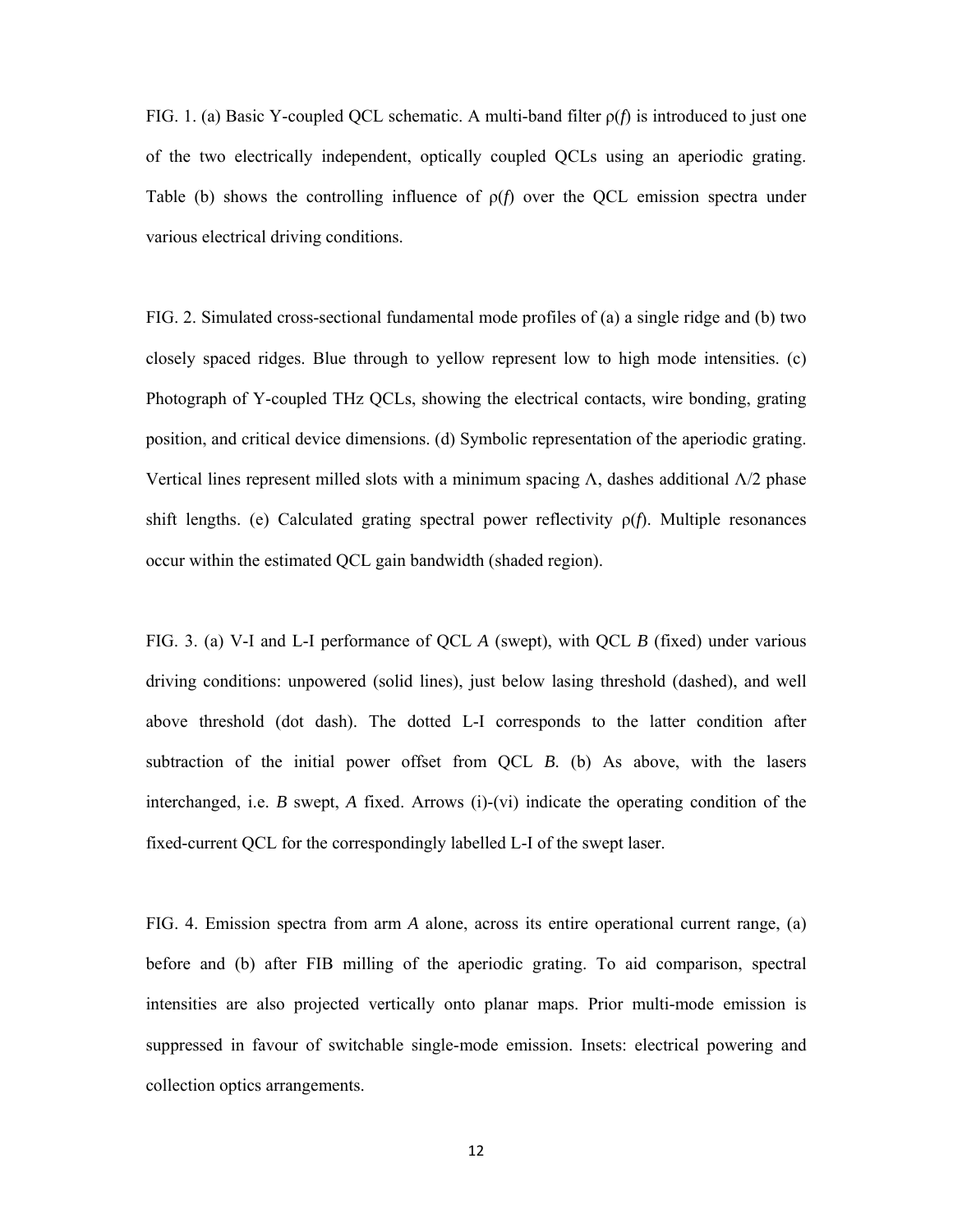FIG. 1. (a) Basic Y-coupled QCL schematic. A multi-band filter $\rho(f)$ is introduced to just one of the two electrically independent, optically coupled QCLs using an aperiodic grating. Table (b) shows the controlling influence of $\rho(f)$ over the QCL emission spectra under various electrical driving conditions.

FIG. 2. Simulated cross-sectional fundamental mode profiles of (a) a single ridge and (b) two closely spaced ridges. Blue through to yellow represent low to high mode intensities. (c) Photograph of Y-coupled THz QCLs, showing the electrical contacts, wire bonding, grating position, and critical device dimensions. (d) Symbolic representation of the aperiodic grating. Vertical lines represent milled slots with a minimum spacing $\Lambda$, dashes additional $\Lambda/2$ phase shift lengths. (e) Calculated grating spectral power reflectivity $\rho(f)$. Multiple resonances occur within the estimated QCL gain bandwidth (shaded region).

FIG. 3. (a) V-I and L-I performance of QCL *A* (swept), with QCL *B* (fixed) under various driving conditions: unpowered (solid lines), just below lasing threshold (dashed), and well above threshold (dot dash). The dotted L-I corresponds to the latter condition after subtraction of the initial power offset from QCL *B*. (b) As above, with the lasers interchanged, i.e. *B* swept, *A* fixed. Arrows (i)-(vi) indicate the operating condition of the fixed-current QCL for the correspondingly labelled L-I of the swept laser.

FIG. 4. Emission spectra from arm *A* alone, across its entire operational current range, (a) before and (b) after FIB milling of the aperiodic grating. To aid comparison, spectral intensities are also projected vertically onto planar maps. Prior multi-mode emission is suppressed in favour of switchable single-mode emission. Insets: electrical powering and collection optics arrangements.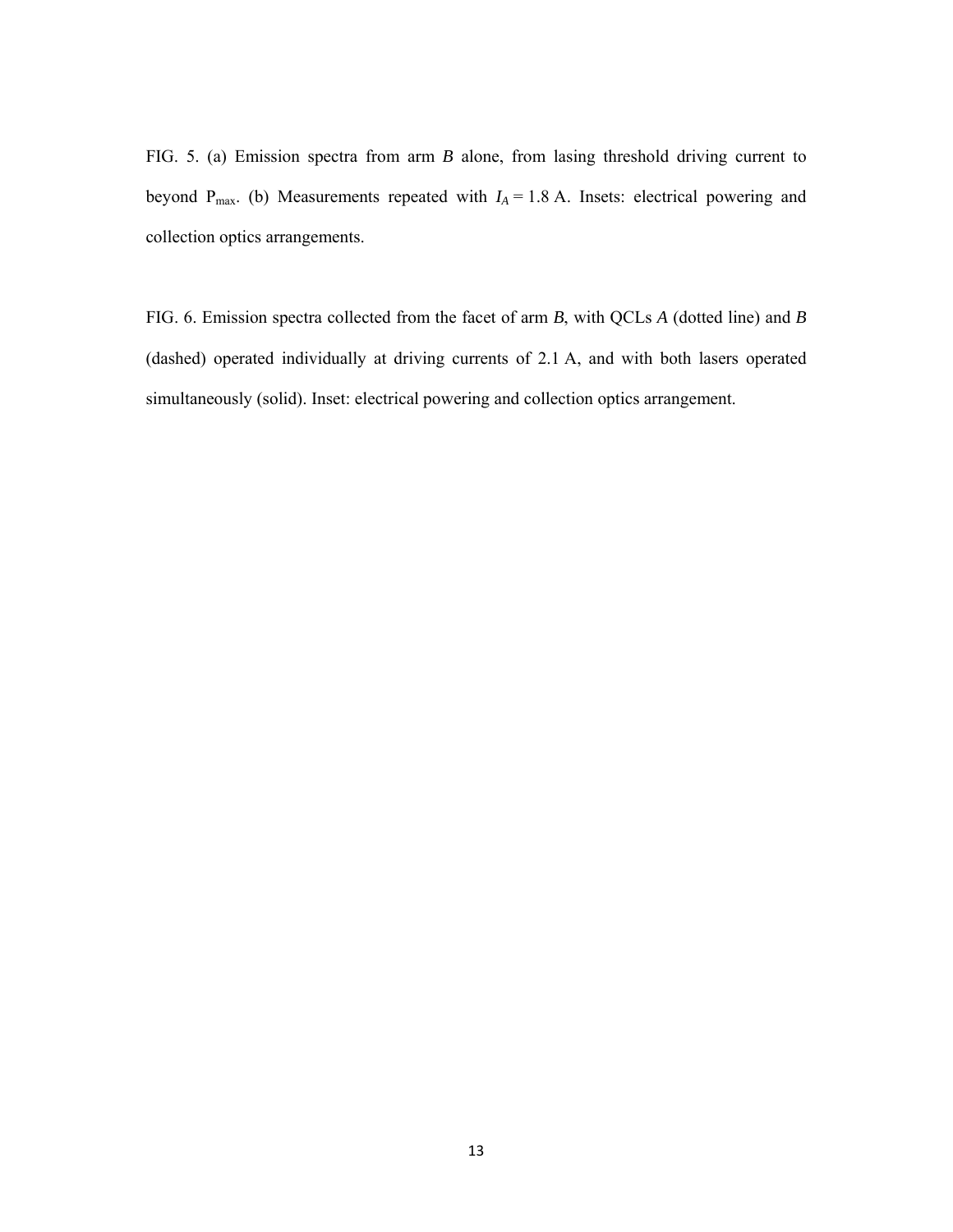FIG. 5. (a) Emission spectra from arm *B* alone, from lasing threshold driving current to beyond $P_{max}$. (b) Measurements repeated with $I_A = 1.8$ A. Insets: electrical powering and collection optics arrangements.

FIG. 6. Emission spectra collected from the facet of arm *B*, with QCLs *A* (dotted line) and *B* (dashed) operated individually at driving currents of 2.1 A, and with both lasers operated simultaneously (solid). Inset: electrical powering and collection optics arrangement.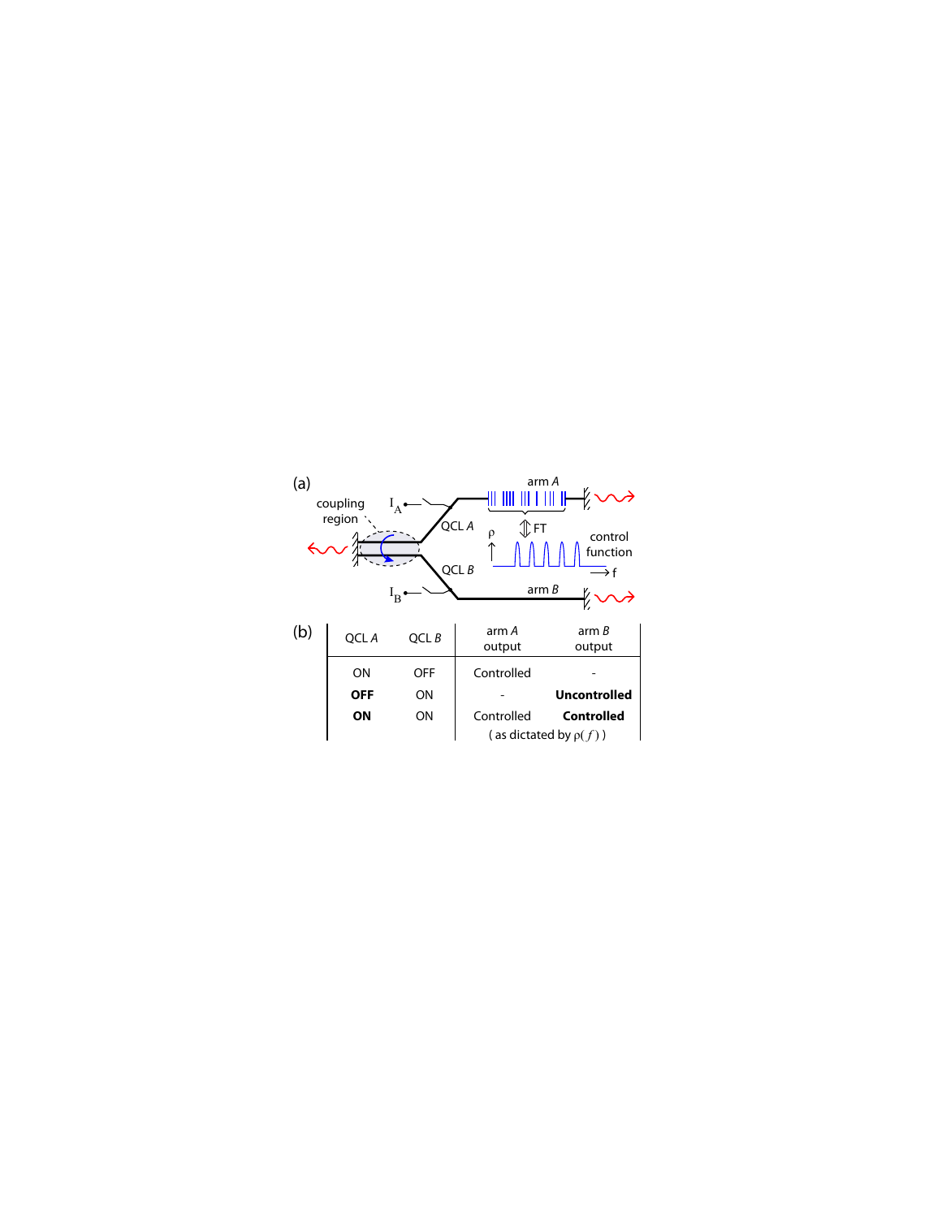(a)

(b)

| QCL $A$ | QCL $B$ | arm $A$ output | arm $B$ output |
|---|---|---|---|
| ON | OFF | Controlled | - |
| **OFF** | ON | - | **Uncontrolled** |
| **ON** | ON | Controlled | **Controlled** |
| | | ( as dictated by $\rho(f)$ ) | |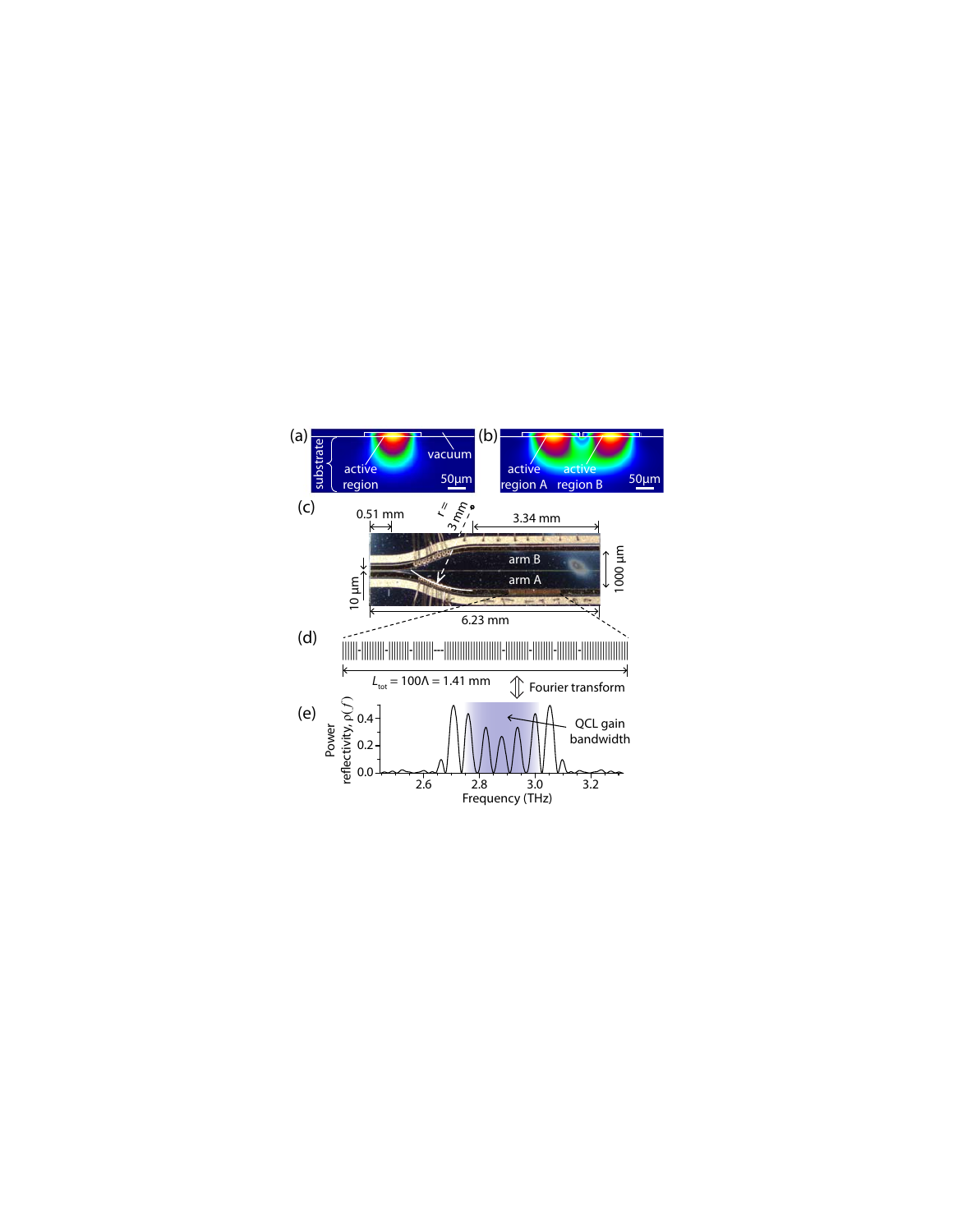(a) substrate, active region, vacuum, 50µm

(b) active region A, active region B, 50µm

(c) 0.51 mm, $r$ = 3 mm, 3.34 mm, arm B, arm A, 10 µm, 1000 µm, 6.23 mm

(d) $L_{tot} = 100\Lambda = 1.41$ mm, Fourier transform

(e) Power reflectivity, $\rho(f)$; QCL gain bandwidth; Frequency (THz)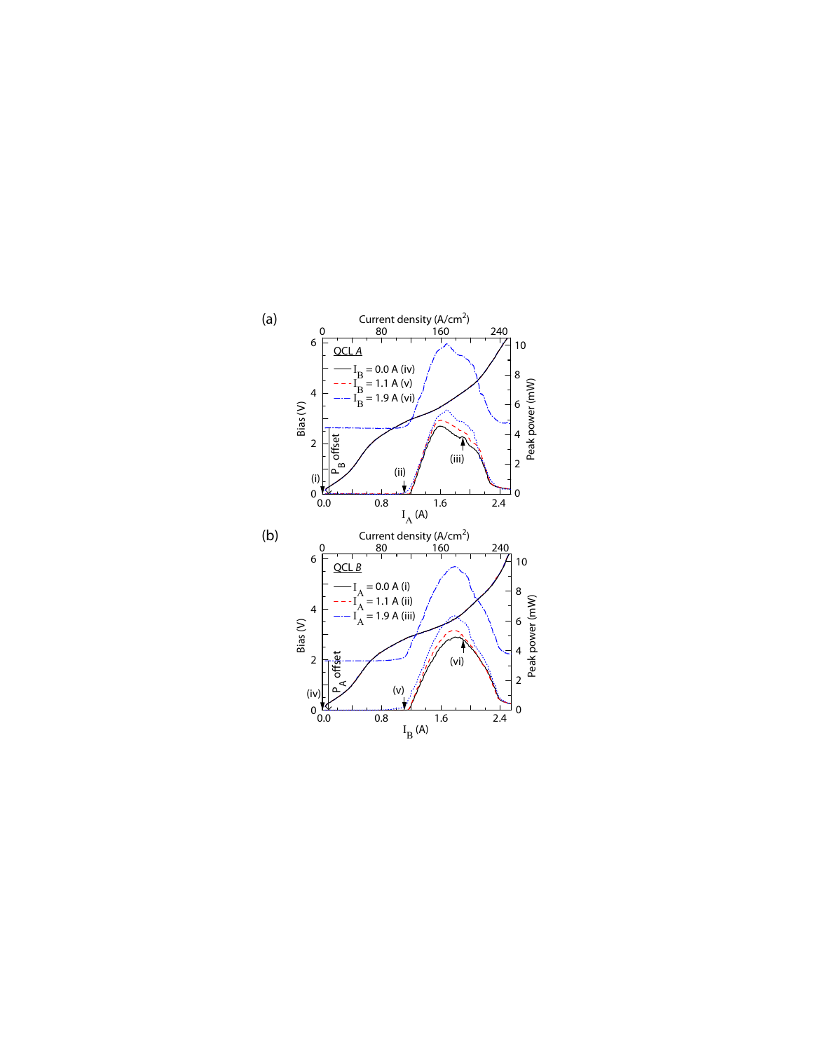(a)

Current density (A/cm$^2$)

0 80 160 240

QCL *A*

$I_B$ = 0.0 A (iv)

$I_B$ = 1.1 A (v)

$I_B$ = 1.9 A (vi)

Bias (V)

Peak power (mW)

$P_B$ offset

(i) (ii) (iii)

$I_A$ (A)

0.0 0.8 1.6 2.4

(b)

Current density (A/cm$^2$)

0 80 160 240

QCL *B*

$I_A$ = 0.0 A (i)

$I_A$ = 1.1 A (ii)

$I_A$ = 1.9 A (iii)

Bias (V)

Peak power (mW)

$P_A$ offset

(iv) (v) (vi)

$I_B$ (A)

0.0 0.8 1.6 2.4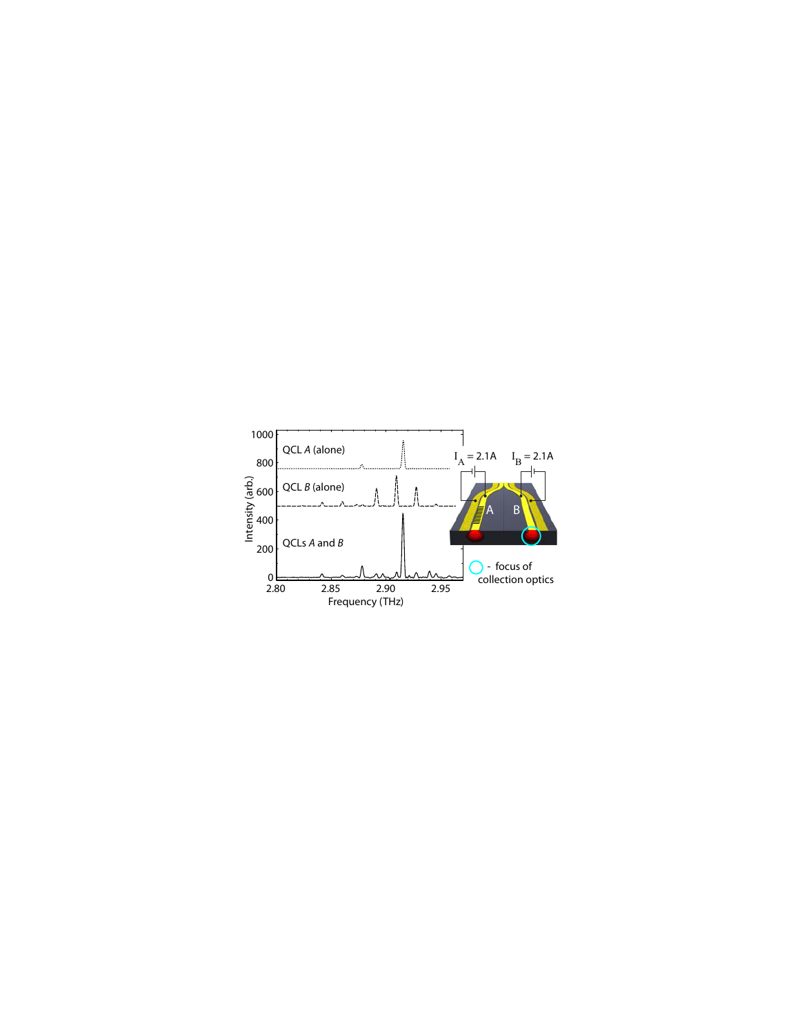1000

800

600

400

200

0

Intensity (arb.)

2.80

2.85

2.90

2.95

Frequency (THz)

QCL *A* (alone)

QCL *B* (alone)

QCLs *A* and *B*

$I_A$ = 2.1A

$I_B$ = 2.1A

A

B

- focus of collection optics